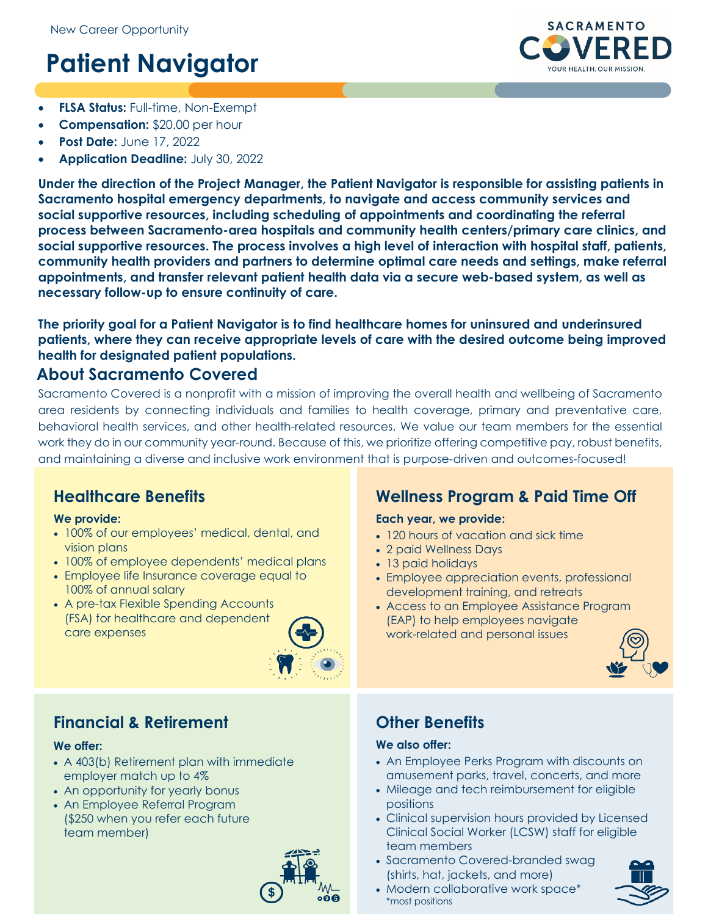New Career Opportunity

# Patient Navigator

- **FLSA Status:** Full-time, Non-Exempt
- **Compensation:** $20.00 per hour
- **Post Date:** June 17, 2022
- **Application Deadline:** July 30, 2022

**Under the direction of the Project Manager, the Patient Navigator is responsible for assisting patients in Sacramento hospital emergency departments, to navigate and access community services and social supportive resources, including scheduling of appointments and coordinating the referral process between Sacramento-area hospitals and community health centers/primary care clinics, and social supportive resources. The process involves a high level of interaction with hospital staff, patients, community health providers and partners to determine optimal care needs and settings, make referral appointments, and transfer relevant patient health data via a secure web-based system, as well as necessary follow-up to ensure continuity of care.**

**The priority goal for a Patient Navigator is to find healthcare homes for uninsured and underinsured patients, where they can receive appropriate levels of care with the desired outcome being improved health for designated patient populations.**

## About Sacramento Covered

Sacramento Covered is a nonprofit with a mission of improving the overall health and wellbeing of Sacramento area residents by connecting individuals and families to health coverage, primary and preventative care, behavioral health services, and other health-related resources. We value our team members for the essential work they do in our community year-round. Because of this, we prioritize offering competitive pay, robust benefits, and maintaining a diverse and inclusive work environment that is purpose-driven and outcomes-focused!

### Healthcare Benefits

**We provide:**

- 100% of our employees' medical, dental, and vision plans
- 100% of employee dependents' medical plans
- Employee life Insurance coverage equal to 100% of annual salary
- A pre-tax Flexible Spending Accounts (FSA) for healthcare and dependent care expenses

### Wellness Program & Paid Time Off

**Each year, we provide:**

- 120 hours of vacation and sick time
- 2 paid Wellness Days
- 13 paid holidays
- Employee appreciation events, professional development training, and retreats
- Access to an Employee Assistance Program (EAP) to help employees navigate work-related and personal issues

### Financial & Retirement

**We offer:**

- A 403(b) Retirement plan with immediate employer match up to 4%
- An opportunity for yearly bonus
- An Employee Referral Program ($250 when you refer each future team member)

### Other Benefits

**We also offer:**

- An Employee Perks Program with discounts on amusement parks, travel, concerts, and more
- Mileage and tech reimbursement for eligible positions
- Clinical supervision hours provided by Licensed Clinical Social Worker (LCSW) staff for eligible team members
- Sacramento Covered-branded swag (shirts, hat, jackets, and more)
- Modern collaborative work space*

*most positions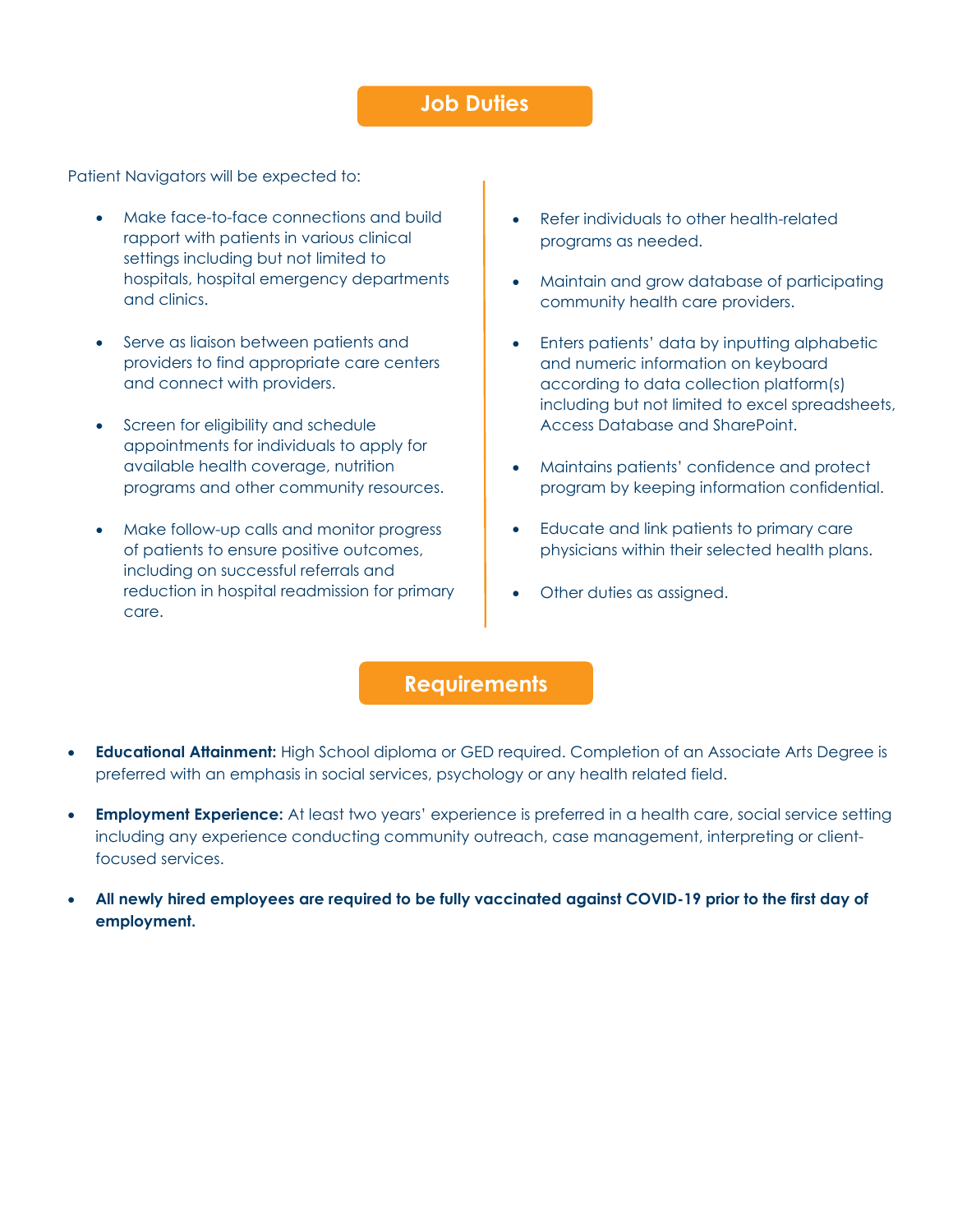## Job Duties

Patient Navigators will be expected to:

- Make face-to-face connections and build rapport with patients in various clinical settings including but not limited to hospitals, hospital emergency departments and clinics.
- Serve as liaison between patients and providers to find appropriate care centers and connect with providers.
- Screen for eligibility and schedule appointments for individuals to apply for available health coverage, nutrition programs and other community resources.
- Make follow-up calls and monitor progress of patients to ensure positive outcomes, including on successful referrals and reduction in hospital readmission for primary care.
- Refer individuals to other health-related programs as needed.
- Maintain and grow database of participating community health care providers.
- Enters patients' data by inputting alphabetic and numeric information on keyboard according to data collection platform(s) including but not limited to excel spreadsheets, Access Database and SharePoint.
- Maintains patients' confidence and protect program by keeping information confidential.
- Educate and link patients to primary care physicians within their selected health plans.
- Other duties as assigned.

## Requirements

- **Educational Attainment:** High School diploma or GED required. Completion of an Associate Arts Degree is preferred with an emphasis in social services, psychology or any health related field.
- **Employment Experience:** At least two years' experience is preferred in a health care, social service setting including any experience conducting community outreach, case management, interpreting or client-focused services.
- **All newly hired employees are required to be fully vaccinated against COVID-19 prior to the first day of employment.**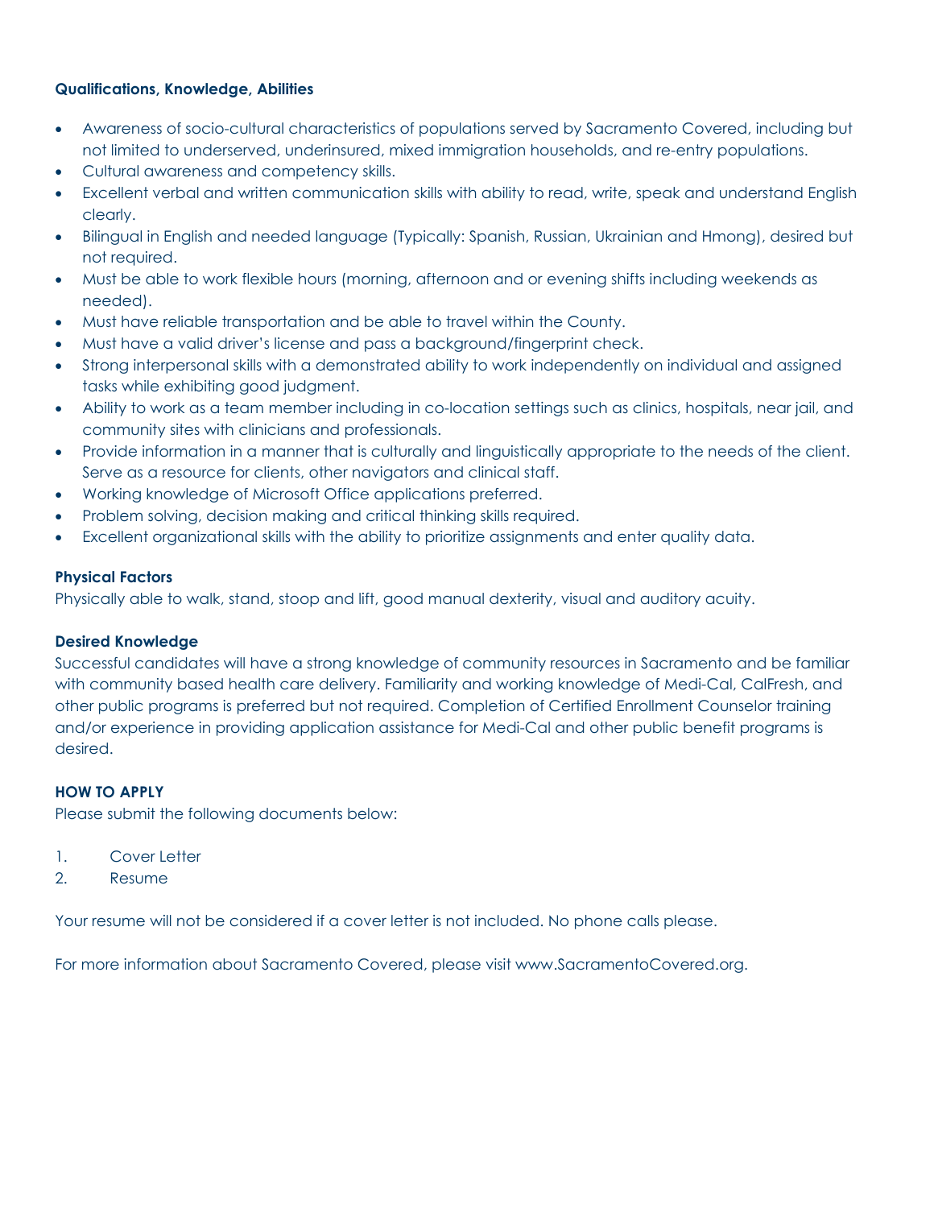**Qualifications, Knowledge, Abilities**

- Awareness of socio-cultural characteristics of populations served by Sacramento Covered, including but not limited to underserved, underinsured, mixed immigration households, and re-entry populations.
- Cultural awareness and competency skills.
- Excellent verbal and written communication skills with ability to read, write, speak and understand English clearly.
- Bilingual in English and needed language (Typically: Spanish, Russian, Ukrainian and Hmong), desired but not required.
- Must be able to work flexible hours (morning, afternoon and or evening shifts including weekends as needed).
- Must have reliable transportation and be able to travel within the County.
- Must have a valid driver's license and pass a background/fingerprint check.
- Strong interpersonal skills with a demonstrated ability to work independently on individual and assigned tasks while exhibiting good judgment.
- Ability to work as a team member including in co-location settings such as clinics, hospitals, near jail, and community sites with clinicians and professionals.
- Provide information in a manner that is culturally and linguistically appropriate to the needs of the client. Serve as a resource for clients, other navigators and clinical staff.
- Working knowledge of Microsoft Office applications preferred.
- Problem solving, decision making and critical thinking skills required.
- Excellent organizational skills with the ability to prioritize assignments and enter quality data.

**Physical Factors**

Physically able to walk, stand, stoop and lift, good manual dexterity, visual and auditory acuity.

**Desired Knowledge**

Successful candidates will have a strong knowledge of community resources in Sacramento and be familiar with community based health care delivery. Familiarity and working knowledge of Medi-Cal, CalFresh, and other public programs is preferred but not required. Completion of Certified Enrollment Counselor training and/or experience in providing application assistance for Medi-Cal and other public benefit programs is desired.

**HOW TO APPLY**

Please submit the following documents below:

1. Cover Letter
2. Resume

Your resume will not be considered if a cover letter is not included. No phone calls please.

For more information about Sacramento Covered, please visit www.SacramentoCovered.org.